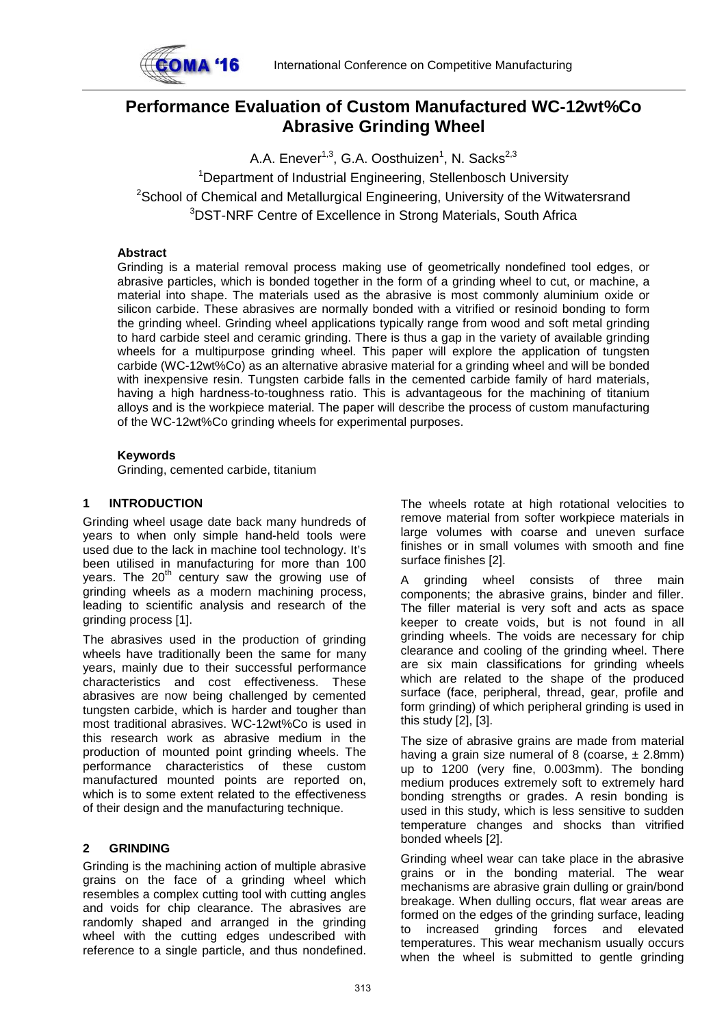# Performance Evaluation of Custom Manufactured WC-12wt%Co Abrasive Grinding Wheel

A.A. Enever[1,3], G.A. Oosthuizen[1], N. Sacks[2,3]

[1]Department of Industrial Engineering, Stellenbosch University

[2]School of Chemical and Metallurgical Engineering, University of the Witwatersrand

[3]DST-NRF Centre of Excellence in Strong Materials, South Africa

### Abstract

Grinding is a material removal process making use of geometrically nondefined tool edges, or abrasive particles, which is bonded together in the form of a grinding wheel to cut, or machine, a material into shape. The materials used as the abrasive is most commonly aluminium oxide or silicon carbide. These abrasives are normally bonded with a vitrified or resinoid bonding to form the grinding wheel. Grinding wheel applications typically range from wood and soft metal grinding to hard carbide steel and ceramic grinding. There is thus a gap in the variety of available grinding wheels for a multipurpose grinding wheel. This paper will explore the application of tungsten carbide (WC-12wt%Co) as an alternative abrasive material for a grinding wheel and will be bonded with inexpensive resin. Tungsten carbide falls in the cemented carbide family of hard materials, having a high hardness-to-toughness ratio. This is advantageous for the machining of titanium alloys and is the workpiece material. The paper will describe the process of custom manufacturing of the WC-12wt%Co grinding wheels for experimental purposes.

### Keywords

Grinding, cemented carbide, titanium

## 1 INTRODUCTION

Grinding wheel usage date back many hundreds of years to when only simple hand-held tools were used due to the lack in machine tool technology. It's been utilised in manufacturing for more than 100 years. The 20th century saw the growing use of grinding wheels as a modern machining process, leading to scientific analysis and research of the grinding process [1].

The abrasives used in the production of grinding wheels have traditionally been the same for many years, mainly due to their successful performance characteristics and cost effectiveness. These abrasives are now being challenged by cemented tungsten carbide, which is harder and tougher than most traditional abrasives. WC-12wt%Co is used in this research work as abrasive medium in the production of mounted point grinding wheels. The performance characteristics of these custom manufactured mounted points are reported on, which is to some extent related to the effectiveness of their design and the manufacturing technique.

## 2 GRINDING

Grinding is the machining action of multiple abrasive grains on the face of a grinding wheel which resembles a complex cutting tool with cutting angles and voids for chip clearance. The abrasives are randomly shaped and arranged in the grinding wheel with the cutting edges undescribed with reference to a single particle, and thus nondefined. The wheels rotate at high rotational velocities to remove material from softer workpiece materials in large volumes with coarse and uneven surface finishes or in small volumes with smooth and fine surface finishes [2].

A grinding wheel consists of three main components; the abrasive grains, binder and filler. The filler material is very soft and acts as space keeper to create voids, but is not found in all grinding wheels. The voids are necessary for chip clearance and cooling of the grinding wheel. There are six main classifications for grinding wheels which are related to the shape of the produced surface (face, peripheral, thread, gear, profile and form grinding) of which peripheral grinding is used in this study [2], [3].

The size of abrasive grains are made from material having a grain size numeral of 8 (coarse, ± 2.8mm) up to 1200 (very fine, 0.003mm). The bonding medium produces extremely soft to extremely hard bonding strengths or grades. A resin bonding is used in this study, which is less sensitive to sudden temperature changes and shocks than vitrified bonded wheels [2].

Grinding wheel wear can take place in the abrasive grains or in the bonding material. The wear mechanisms are abrasive grain dulling or grain/bond breakage. When dulling occurs, flat wear areas are formed on the edges of the grinding surface, leading to increased grinding forces and elevated temperatures. This wear mechanism usually occurs when the wheel is submitted to gentle grinding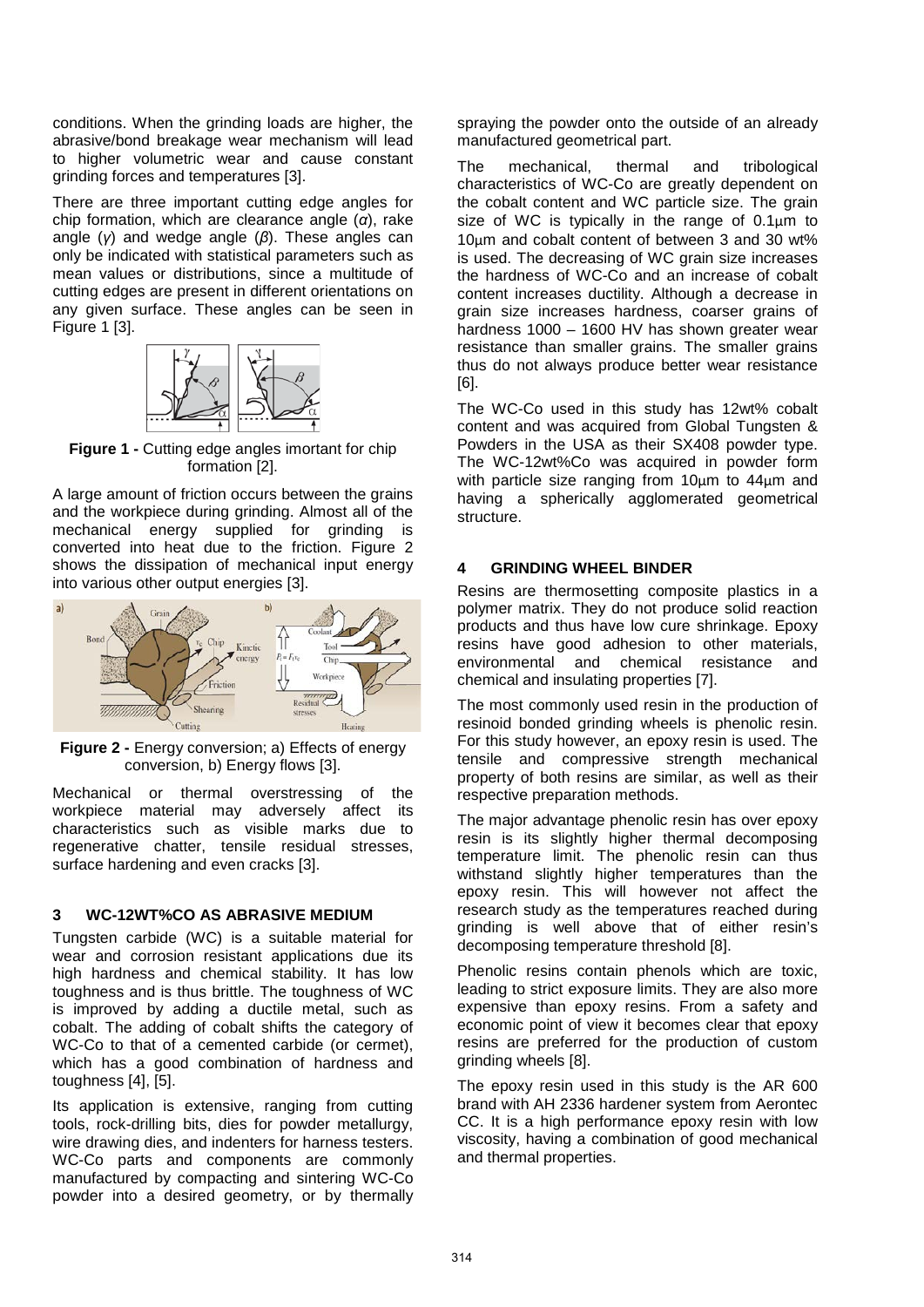conditions. When the grinding loads are higher, the abrasive/bond breakage wear mechanism will lead to higher volumetric wear and cause constant grinding forces and temperatures [3].

There are three important cutting edge angles for chip formation, which are clearance angle ($\alpha$), rake angle ($\gamma$) and wedge angle ($\beta$). These angles can only be indicated with statistical parameters such as mean values or distributions, since a multitude of cutting edges are present in different orientations on any given surface. These angles can be seen in Figure 1 [3].

**Figure 1 -** Cutting edge angles imortant for chip formation [2].

A large amount of friction occurs between the grains and the workpiece during grinding. Almost all of the mechanical energy supplied for grinding is converted into heat due to the friction. Figure 2 shows the dissipation of mechanical input energy into various other output energies [3].

**Figure 2 -** Energy conversion; a) Effects of energy conversion, b) Energy flows [3].

Mechanical or thermal overstressing of the workpiece material may adversely affect its characteristics such as visible marks due to regenerative chatter, tensile residual stresses, surface hardening and even cracks [3].

## 3 WC-12WT%CO AS ABRASIVE MEDIUM

Tungsten carbide (WC) is a suitable material for wear and corrosion resistant applications due its high hardness and chemical stability. It has low toughness and is thus brittle. The toughness of WC is improved by adding a ductile metal, such as cobalt. The adding of cobalt shifts the category of WC-Co to that of a cemented carbide (or cermet), which has a good combination of hardness and toughness [4], [5].

Its application is extensive, ranging from cutting tools, rock-drilling bits, dies for powder metallurgy, wire drawing dies, and indenters for harness testers. WC-Co parts and components are commonly manufactured by compacting and sintering WC-Co powder into a desired geometry, or by thermally spraying the powder onto the outside of an already manufactured geometrical part.

The mechanical, thermal and tribological characteristics of WC-Co are greatly dependent on the cobalt content and WC particle size. The grain size of WC is typically in the range of 0.1µm to 10µm and cobalt content of between 3 and 30 wt% is used. The decreasing of WC grain size increases the hardness of WC-Co and an increase of cobalt content increases ductility. Although a decrease in grain size increases hardness, coarser grains of hardness 1000 – 1600 HV has shown greater wear resistance than smaller grains. The smaller grains thus do not always produce better wear resistance [6].

The WC-Co used in this study has 12wt% cobalt content and was acquired from Global Tungsten & Powders in the USA as their SX408 powder type. The WC-12wt%Co was acquired in powder form with particle size ranging from 10µm to 44µm and having a spherically agglomerated geometrical structure.

## 4 GRINDING WHEEL BINDER

Resins are thermosetting composite plastics in a polymer matrix. They do not produce solid reaction products and thus have low cure shrinkage. Epoxy resins have good adhesion to other materials, environmental and chemical resistance and chemical and insulating properties [7].

The most commonly used resin in the production of resinoid bonded grinding wheels is phenolic resin. For this study however, an epoxy resin is used. The tensile and compressive strength mechanical property of both resins are similar, as well as their respective preparation methods.

The major advantage phenolic resin has over epoxy resin is its slightly higher thermal decomposing temperature limit. The phenolic resin can thus withstand slightly higher temperatures than the epoxy resin. This will however not affect the research study as the temperatures reached during grinding is well above that of either resin's decomposing temperature threshold [8].

Phenolic resins contain phenols which are toxic, leading to strict exposure limits. They are also more expensive than epoxy resins. From a safety and economic point of view it becomes clear that epoxy resins are preferred for the production of custom grinding wheels [8].

The epoxy resin used in this study is the AR 600 brand with AH 2336 hardener system from Aerontec CC. It is a high performance epoxy resin with low viscosity, having a combination of good mechanical and thermal properties.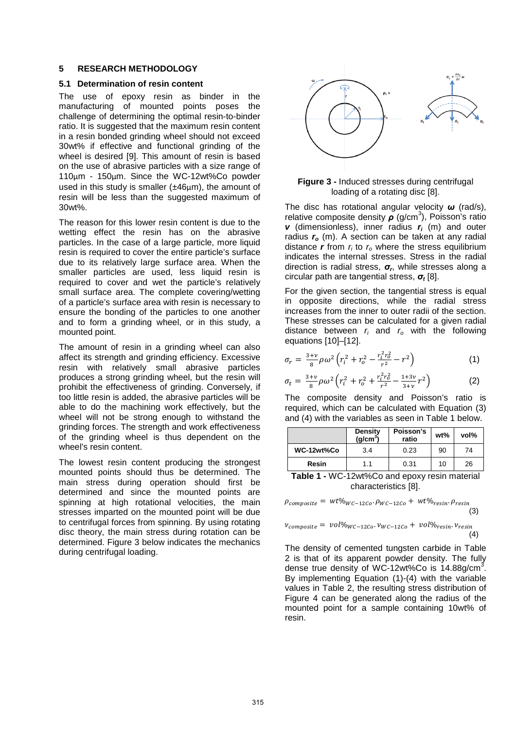## 5 RESEARCH METHODOLOGY

### 5.1 Determination of resin content

The use of epoxy resin as binder in the manufacturing of mounted points poses the challenge of determining the optimal resin-to-binder ratio. It is suggested that the maximum resin content in a resin bonded grinding wheel should not exceed 30wt% if effective and functional grinding of the wheel is desired [9]. This amount of resin is based on the use of abrasive particles with a size range of 110µm - 150µm. Since the WC-12wt%Co powder used in this study is smaller (±46µm), the amount of resin will be less than the suggested maximum of 30wt%.

The reason for this lower resin content is due to the wetting effect the resin has on the abrasive particles. In the case of a large particle, more liquid resin is required to cover the entire particle's surface due to its relatively large surface area. When the smaller particles are used, less liquid resin is required to cover and wet the particle's relatively small surface area. The complete covering/wetting of a particle's surface area with resin is necessary to ensure the bonding of the particles to one another and to form a grinding wheel, or in this study, a mounted point.

The amount of resin in a grinding wheel can also affect its strength and grinding efficiency. Excessive resin with relatively small abrasive particles produces a strong grinding wheel, but the resin will prohibit the effectiveness of grinding. Conversely, if too little resin is added, the abrasive particles will be able to do the machining work effectively, but the wheel will not be strong enough to withstand the grinding forces. The strength and work effectiveness of the grinding wheel is thus dependent on the wheel's resin content.

The lowest resin content producing the strongest mounted points should thus be determined. The main stress during operation should first be determined and since the mounted points are spinning at high rotational velocities, the main stresses imparted on the mounted point will be due to centrifugal forces from spinning. By using rotating disc theory, the main stress during rotation can be determined. Figure 3 below indicates the mechanics during centrifugal loading.

**Figure 3 -** Induced stresses during centrifugal loading of a rotating disc [8].

The disc has rotational angular velocity $\boldsymbol{\omega}$ (rad/s), relative composite density $\boldsymbol{\rho}$ (g/cm$^3$), Poisson's ratio $\boldsymbol{v}$ (dimensionless), inner radius $\boldsymbol{r_i}$ (m) and outer radius $\boldsymbol{r_o}$ (m). A section can be taken at any radial distance $\boldsymbol{r}$ from $r_i$ to $r_o$ where the stress equilibrium indicates the internal stresses. Stress in the radial direction is radial stress, $\boldsymbol{\sigma_r}$, while stresses along a circular path are tangential stress, $\boldsymbol{\sigma_t}$ [8].

For the given section, the tangential stress is equal in opposite directions, while the radial stress increases from the inner to outer radii of the section. These stresses can be calculated for a given radial distance between $r_i$ and $r_o$ with the following equations [10]–[12].

$$\sigma_r = \frac{3+v}{8}\rho\omega^2\left(r_i^2 + r_o^2 - \frac{r_i^2 r_o^2}{r^2} - r^2\right) \quad (1)$$

$$\sigma_t = \frac{3+v}{8}\rho\omega^2\left(r_i^2 + r_o^2 + \frac{r_i^2 r_o^2}{r^2} - \frac{1+3v}{3+v}r^2\right) \quad (2)$$

The composite density and Poisson's ratio is required, which can be calculated with Equation (3) and (4) with the variables as seen in Table 1 below.

| | Density (g/cm$^3$) | Poisson's ratio | wt% | vol% |
|---|---|---|---|---|
| **WC-12wt%Co** | 3.4 | 0.23 | 90 | 74 |
| **Resin** | 1.1 | 0.31 | 10 | 26 |

**Table 1 -** WC-12wt%Co and epoxy resin material characteristics [8].

$$\rho_{composite} = wt\%_{WC-12Co}.\rho_{WC-12Co} + wt\%_{resin}.\rho_{resin} \quad (3)$$

$$v_{composite} = vol\%_{WC-12Co}.v_{WC-12Co} + vol\%_{resin}.v_{resin} \quad (4)$$

The density of cemented tungsten carbide in Table 2 is that of its apparent powder density. The fully dense true density of WC-12wt%Co is 14.88g/cm$^3$. By implementing Equation (1)-(4) with the variable values in Table 2, the resulting stress distribution of Figure 4 can be generated along the radius of the mounted point for a sample containing 10wt% of resin.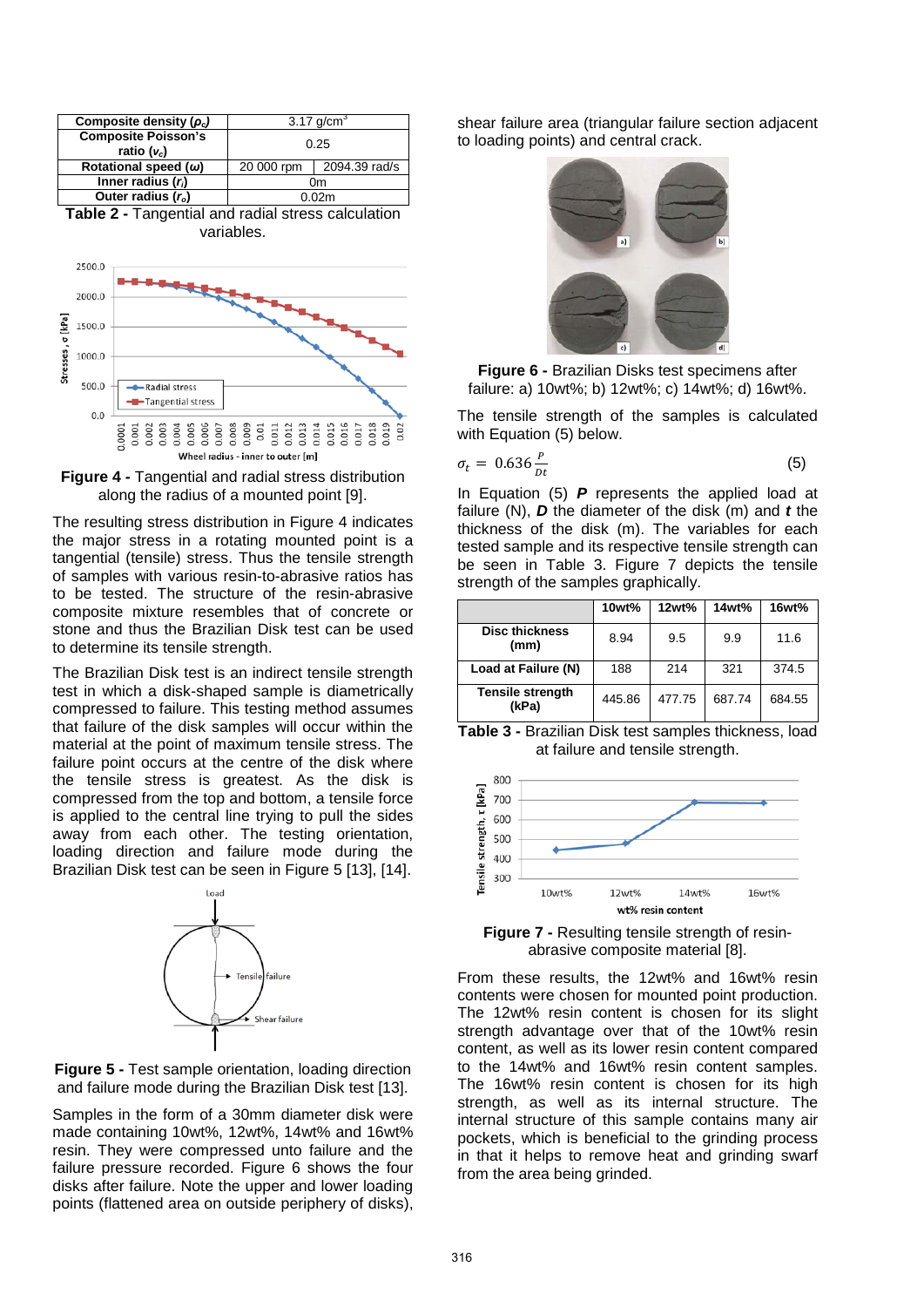| Composite density ($\rho_c$) | 3.17 g/cm$^3$ | |
|---|---|---|
| Composite Poisson's ratio ($\nu_c$) | 0.25 | |
| Rotational speed ($\omega$) | 20 000 rpm | 2094.39 rad/s |
| Inner radius ($r_i$) | 0m | |
| Outer radius ($r_o$) | 0.02m | |

**Table 2 -** Tangential and radial stress calculation variables.

**Figure 4 -** Tangential and radial stress distribution along the radius of a mounted point [9].

The resulting stress distribution in Figure 4 indicates the major stress in a rotating mounted point is a tangential (tensile) stress. Thus the tensile strength of samples with various resin-to-abrasive ratios has to be tested. The structure of the resin-abrasive composite mixture resembles that of concrete or stone and thus the Brazilian Disk test can be used to determine its tensile strength.

The Brazilian Disk test is an indirect tensile strength test in which a disk-shaped sample is diametrically compressed to failure. This testing method assumes that failure of the disk samples will occur within the material at the point of maximum tensile stress. The failure point occurs at the centre of the disk where the tensile stress is greatest. As the disk is compressed from the top and bottom, a tensile force is applied to the central line trying to pull the sides away from each other. The testing orientation, loading direction and failure mode during the Brazilian Disk test can be seen in Figure 5 [13], [14].

**Figure 5 -** Test sample orientation, loading direction and failure mode during the Brazilian Disk test [13].

Samples in the form of a 30mm diameter disk were made containing 10wt%, 12wt%, 14wt% and 16wt% resin. They were compressed unto failure and the failure pressure recorded. Figure 6 shows the four disks after failure. Note the upper and lower loading points (flattened area on outside periphery of disks), shear failure area (triangular failure section adjacent to loading points) and central crack.

**Figure 6 -** Brazilian Disks test specimens after failure: a) 10wt%; b) 12wt%; c) 14wt%; d) 16wt%.

The tensile strength of the samples is calculated with Equation (5) below.

$$\sigma_t = 0.636 \frac{P}{Dt} \tag{5}$$

In Equation (5) ***P*** represents the applied load at failure (N), ***D*** the diameter of the disk (m) and ***t*** the thickness of the disk (m). The variables for each tested sample and its respective tensile strength can be seen in Table 3. Figure 7 depicts the tensile strength of the samples graphically.

| | 10wt% | 12wt% | 14wt% | 16wt% |
|---|---|---|---|---|
| **Disc thickness (mm)** | 8.94 | 9.5 | 9.9 | 11.6 |
| **Load at Failure (N)** | 188 | 214 | 321 | 374.5 |
| **Tensile strength (kPa)** | 445.86 | 477.75 | 687.74 | 684.55 |

**Table 3 -** Brazilian Disk test samples thickness, load at failure and tensile strength.

**Figure 7 -** Resulting tensile strength of resin-abrasive composite material [8].

From these results, the 12wt% and 16wt% resin contents were chosen for mounted point production. The 12wt% resin content is chosen for its slight strength advantage over that of the 10wt% resin content, as well as its lower resin content compared to the 14wt% and 16wt% resin content samples. The 16wt% resin content is chosen for its high strength, as well as its internal structure. The internal structure of this sample contains many air pockets, which is beneficial to the grinding process in that it helps to remove heat and grinding swarf from the area being grinded.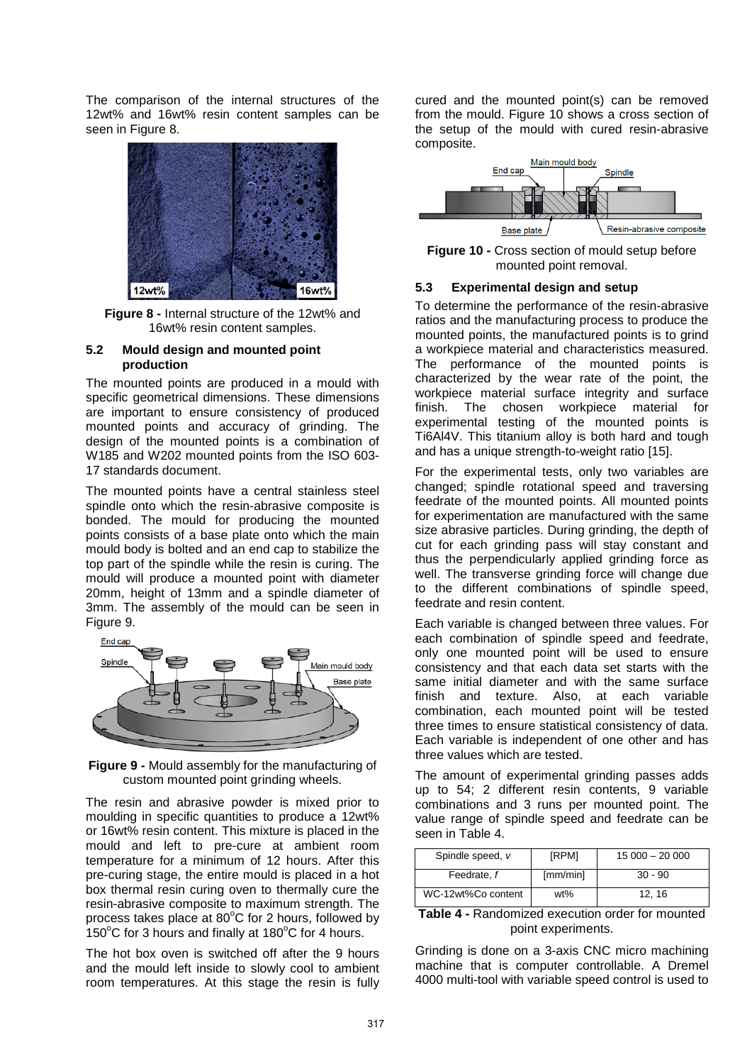The comparison of the internal structures of the 12wt% and 16wt% resin content samples can be seen in Figure 8.

**Figure 8 -** Internal structure of the 12wt% and 16wt% resin content samples.

### 5.2 Mould design and mounted point production

The mounted points are produced in a mould with specific geometrical dimensions. These dimensions are important to ensure consistency of produced mounted points and accuracy of grinding. The design of the mounted points is a combination of W185 and W202 mounted points from the ISO 603-17 standards document.

The mounted points have a central stainless steel spindle onto which the resin-abrasive composite is bonded. The mould for producing the mounted points consists of a base plate onto which the main mould body is bolted and an end cap to stabilize the top part of the spindle while the resin is curing. The mould will produce a mounted point with diameter 20mm, height of 13mm and a spindle diameter of 3mm. The assembly of the mould can be seen in Figure 9.

**Figure 9 -** Mould assembly for the manufacturing of custom mounted point grinding wheels.

The resin and abrasive powder is mixed prior to moulding in specific quantities to produce a 12wt% or 16wt% resin content. This mixture is placed in the mould and left to pre-cure at ambient room temperature for a minimum of 12 hours. After this pre-curing stage, the entire mould is placed in a hot box thermal resin curing oven to thermally cure the resin-abrasive composite to maximum strength. The process takes place at 80°C for 2 hours, followed by 150°C for 3 hours and finally at 180°C for 4 hours.

The hot box oven is switched off after the 9 hours and the mould left inside to slowly cool to ambient room temperatures. At this stage the resin is fully cured and the mounted point(s) can be removed from the mould. Figure 10 shows a cross section of the setup of the mould with cured resin-abrasive composite.

**Figure 10 -** Cross section of mould setup before mounted point removal.

### 5.3 Experimental design and setup

To determine the performance of the resin-abrasive ratios and the manufacturing process to produce the mounted points, the manufactured points is to grind a workpiece material and characteristics measured. The performance of the mounted points is characterized by the wear rate of the point, the workpiece material surface integrity and surface finish. The chosen workpiece material for experimental testing of the mounted points is Ti6Al4V. This titanium alloy is both hard and tough and has a unique strength-to-weight ratio [15].

For the experimental tests, only two variables are changed; spindle rotational speed and traversing feedrate of the mounted points. All mounted points for experimentation are manufactured with the same size abrasive particles. During grinding, the depth of cut for each grinding pass will stay constant and thus the perpendicularly applied grinding force as well. The transverse grinding force will change due to the different combinations of spindle speed, feedrate and resin content.

Each variable is changed between three values. For each combination of spindle speed and feedrate, only one mounted point will be used to ensure consistency and that each data set starts with the same initial diameter and with the same surface finish and texture. Also, at each variable combination, each mounted point will be tested three times to ensure statistical consistency of data. Each variable is independent of one other and has three values which are tested.

The amount of experimental grinding passes adds up to 54; 2 different resin contents, 9 variable combinations and 3 runs per mounted point. The value range of spindle speed and feedrate can be seen in Table 4.

| Spindle speed, *v* | [RPM] | 15 000 – 20 000 |
|---|---|---|
| Feedrate, *f* | [mm/min] | 30 - 90 |
| WC-12wt%Co content | wt% | 12, 16 |

**Table 4 -** Randomized execution order for mounted point experiments.

Grinding is done on a 3-axis CNC micro machining machine that is computer controllable. A Dremel 4000 multi-tool with variable speed control is used to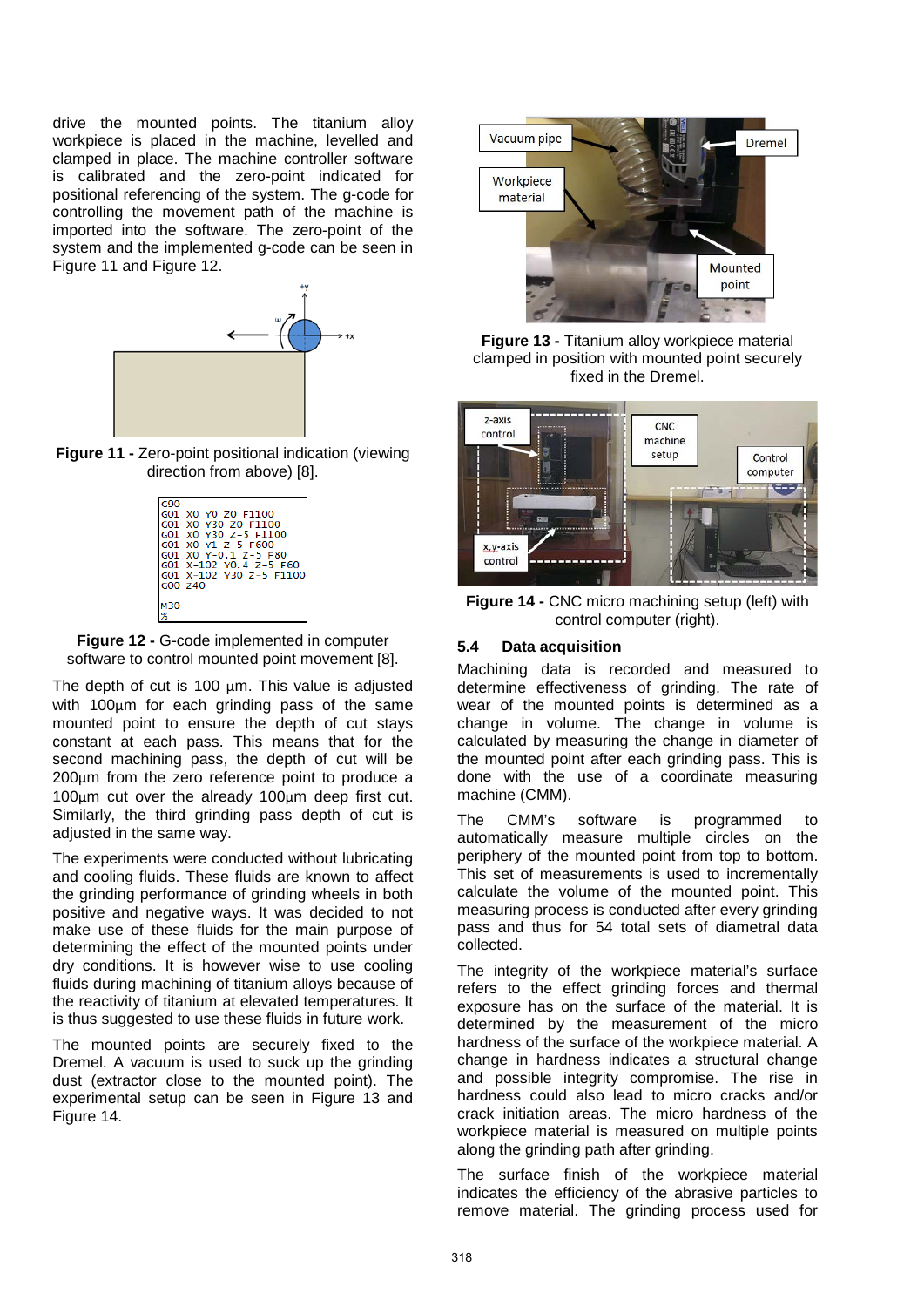drive the mounted points. The titanium alloy workpiece is placed in the machine, levelled and clamped in place. The machine controller software is calibrated and the zero-point indicated for positional referencing of the system. The g-code for controlling the movement path of the machine is imported into the software. The zero-point of the system and the implemented g-code can be seen in Figure 11 and Figure 12.

**Figure 11 -** Zero-point positional indication (viewing direction from above) [8].

```
G90
G01 X0 Y0 Z0 F1100
G01 X0 Y30 Z0 F1100
G01 X0 Y30 Z-5 F1100
G01 X0 Y1 Z-5 F600
G01 X0 Y-0.1 Z-5 F80
G01 X-102 Y0.4 Z-5 F60
G01 X-102 Y30 Z-5 F1100
G00 Z40

M30
%
```

**Figure 12 -** G-code implemented in computer software to control mounted point movement [8].

The depth of cut is 100 µm. This value is adjusted with 100µm for each grinding pass of the same mounted point to ensure the depth of cut stays constant at each pass. This means that for the second machining pass, the depth of cut will be 200µm from the zero reference point to produce a 100µm cut over the already 100µm deep first cut. Similarly, the third grinding pass depth of cut is adjusted in the same way.

The experiments were conducted without lubricating and cooling fluids. These fluids are known to affect the grinding performance of grinding wheels in both positive and negative ways. It was decided to not make use of these fluids for the main purpose of determining the effect of the mounted points under dry conditions. It is however wise to use cooling fluids during machining of titanium alloys because of the reactivity of titanium at elevated temperatures. It is thus suggested to use these fluids in future work.

The mounted points are securely fixed to the Dremel. A vacuum is used to suck up the grinding dust (extractor close to the mounted point). The experimental setup can be seen in Figure 13 and Figure 14.

**Figure 13 -** Titanium alloy workpiece material clamped in position with mounted point securely fixed in the Dremel.

**Figure 14 -** CNC micro machining setup (left) with control computer (right).

### 5.4 Data acquisition

Machining data is recorded and measured to determine effectiveness of grinding. The rate of wear of the mounted points is determined as a change in volume. The change in volume is calculated by measuring the change in diameter of the mounted point after each grinding pass. This is done with the use of a coordinate measuring machine (CMM).

The CMM's software is programmed to automatically measure multiple circles on the periphery of the mounted point from top to bottom. This set of measurements is used to incrementally calculate the volume of the mounted point. This measuring process is conducted after every grinding pass and thus for 54 total sets of diametral data collected.

The integrity of the workpiece material's surface refers to the effect grinding forces and thermal exposure has on the surface of the material. It is determined by the measurement of the micro hardness of the surface of the workpiece material. A change in hardness indicates a structural change and possible integrity compromise. The rise in hardness could also lead to micro cracks and/or crack initiation areas. The micro hardness of the workpiece material is measured on multiple points along the grinding path after grinding.

The surface finish of the workpiece material indicates the efficiency of the abrasive particles to remove material. The grinding process used for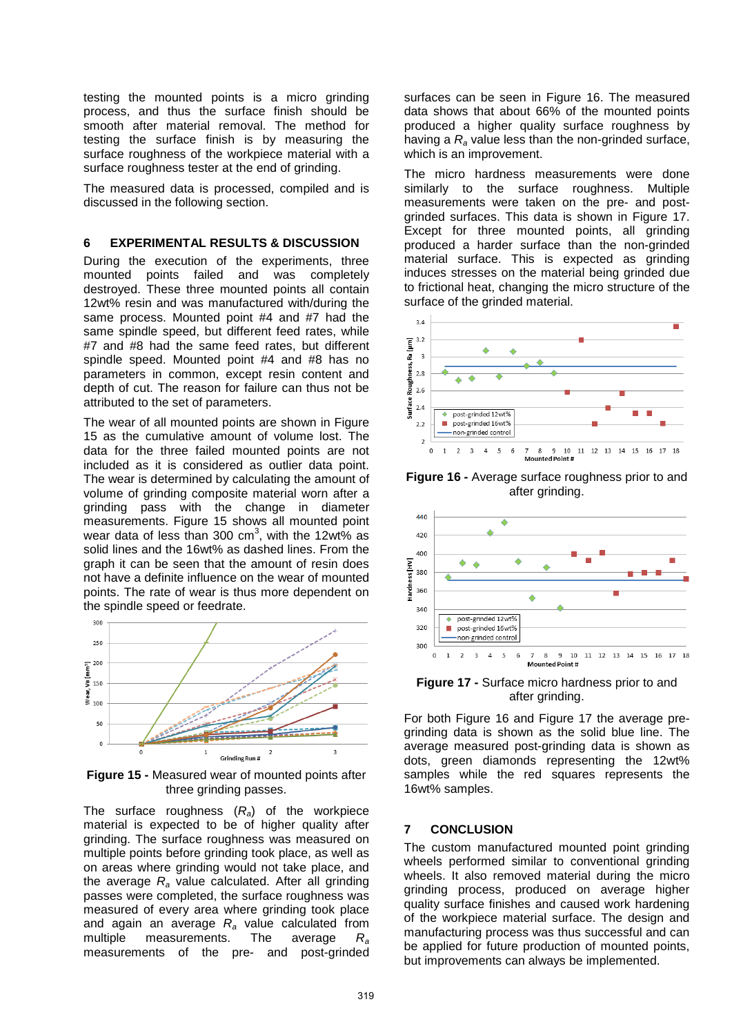testing the mounted points is a micro grinding process, and thus the surface finish should be smooth after material removal. The method for testing the surface finish is by measuring the surface roughness of the workpiece material with a surface roughness tester at the end of grinding.

The measured data is processed, compiled and is discussed in the following section.

## 6 EXPERIMENTAL RESULTS & DISCUSSION

During the execution of the experiments, three mounted points failed and was completely destroyed. These three mounted points all contain 12wt% resin and was manufactured with/during the same process. Mounted point #4 and #7 had the same spindle speed, but different feed rates, while #7 and #8 had the same feed rates, but different spindle speed. Mounted point #4 and #8 has no parameters in common, except resin content and depth of cut. The reason for failure can thus not be attributed to the set of parameters.

The wear of all mounted points are shown in Figure 15 as the cumulative amount of volume lost. The data for the three failed mounted points are not included as it is considered as outlier data point. The wear is determined by calculating the amount of volume of grinding composite material worn after a grinding pass with the change in diameter measurements. Figure 15 shows all mounted point wear data of less than 300 cm$^3$, with the 12wt% as solid lines and the 16wt% as dashed lines. From the graph it can be seen that the amount of resin does not have a definite influence on the wear of mounted points. The rate of wear is thus more dependent on the spindle speed or feedrate.

**Figure 15 -** Measured wear of mounted points after three grinding passes.

The surface roughness ($R_a$) of the workpiece material is expected to be of higher quality after grinding. The surface roughness was measured on multiple points before grinding took place, as well as on areas where grinding would not take place, and the average $R_a$ value calculated. After all grinding passes were completed, the surface roughness was measured of every area where grinding took place and again an average $R_a$ value calculated from multiple measurements. The average $R_a$ measurements of the pre- and post-grinded surfaces can be seen in Figure 16. The measured data shows that about 66% of the mounted points produced a higher quality surface roughness by having a $R_a$ value less than the non-grinded surface, which is an improvement.

The micro hardness measurements were done similarly to the surface roughness. Multiple measurements were taken on the pre- and post-grinded surfaces. This data is shown in Figure 17. Except for three mounted points, all grinding produced a harder surface than the non-grinded material surface. This is expected as grinding induces stresses on the material being grinded due to frictional heat, changing the micro structure of the surface of the grinded material.

**Figure 16 -** Average surface roughness prior to and after grinding.

**Figure 17 -** Surface micro hardness prior to and after grinding.

For both Figure 16 and Figure 17 the average pre-grinding data is shown as the solid blue line. The average measured post-grinding data is shown as dots, green diamonds representing the 12wt% samples while the red squares represents the 16wt% samples.

## 7 CONCLUSION

The custom manufactured mounted point grinding wheels performed similar to conventional grinding wheels. It also removed material during the micro grinding process, produced on average higher quality surface finishes and caused work hardening of the workpiece material surface. The design and manufacturing process was thus successful and can be applied for future production of mounted points, but improvements can always be implemented.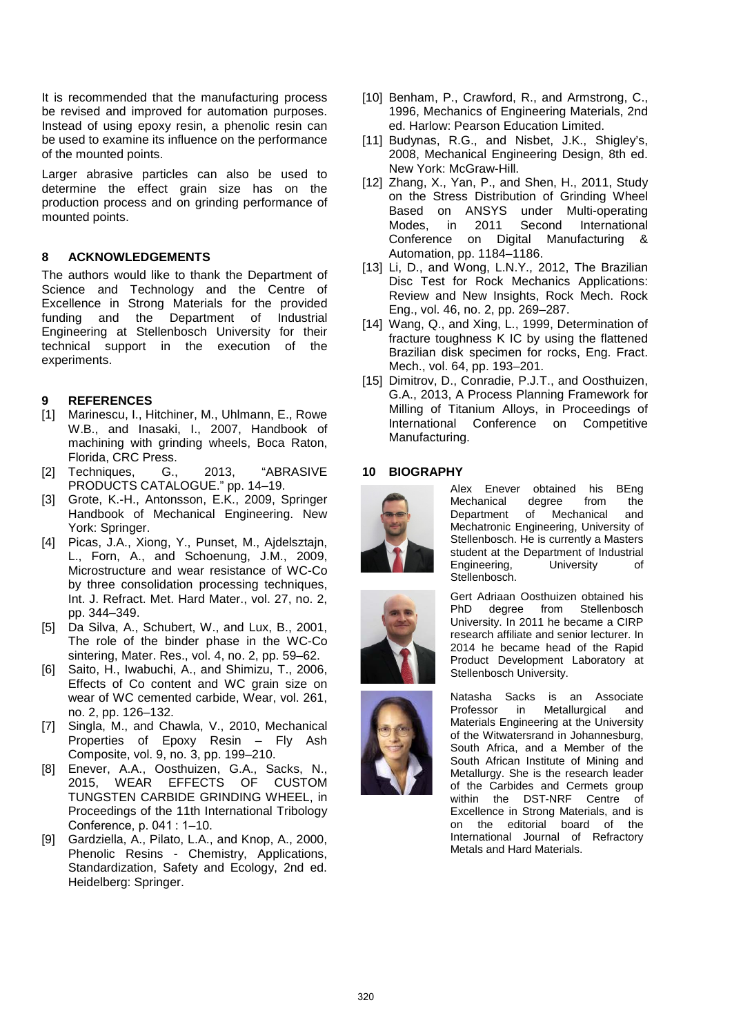It is recommended that the manufacturing process be revised and improved for automation purposes. Instead of using epoxy resin, a phenolic resin can be used to examine its influence on the performance of the mounted points.

Larger abrasive particles can also be used to determine the effect grain size has on the production process and on grinding performance of mounted points.

## 8 ACKNOWLEDGEMENTS

The authors would like to thank the Department of Science and Technology and the Centre of Excellence in Strong Materials for the provided funding and the Department of Industrial Engineering at Stellenbosch University for their technical support in the execution of the experiments.

## 9 REFERENCES

[1] Marinescu, I., Hitchiner, M., Uhlmann, E., Rowe W.B., and Inasaki, I., 2007, Handbook of machining with grinding wheels, Boca Raton, Florida, CRC Press.

[2] Techniques, G., 2013, "ABRASIVE PRODUCTS CATALOGUE." pp. 14–19.

[3] Grote, K.-H., Antonsson, E.K., 2009, Springer Handbook of Mechanical Engineering. New York: Springer.

[4] Picas, J.A., Xiong, Y., Punset, M., Ajdelsztajn, L., Forn, A., and Schoenung, J.M., 2009, Microstructure and wear resistance of WC-Co by three consolidation processing techniques, Int. J. Refract. Met. Hard Mater., vol. 27, no. 2, pp. 344–349.

[5] Da Silva, A., Schubert, W., and Lux, B., 2001, The role of the binder phase in the WC-Co sintering, Mater. Res., vol. 4, no. 2, pp. 59–62.

[6] Saito, H., Iwabuchi, A., and Shimizu, T., 2006, Effects of Co content and WC grain size on wear of WC cemented carbide, Wear, vol. 261, no. 2, pp. 126–132.

[7] Singla, M., and Chawla, V., 2010, Mechanical Properties of Epoxy Resin – Fly Ash Composite, vol. 9, no. 3, pp. 199–210.

[8] Enever, A.A., Oosthuizen, G.A., Sacks, N., 2015, WEAR EFFECTS OF CUSTOM TUNGSTEN CARBIDE GRINDING WHEEL, in Proceedings of the 11th International Tribology Conference, p. 041 : 1–10.

[9] Gardziella, A., Pilato, L.A., and Knop, A., 2000, Phenolic Resins - Chemistry, Applications, Standardization, Safety and Ecology, 2nd ed. Heidelberg: Springer.

[10] Benham, P., Crawford, R., and Armstrong, C., 1996, Mechanics of Engineering Materials, 2nd ed. Harlow: Pearson Education Limited.

[11] Budynas, R.G., and Nisbet, J.K., Shigley's, 2008, Mechanical Engineering Design, 8th ed. New York: McGraw-Hill.

[12] Zhang, X., Yan, P., and Shen, H., 2011, Study on the Stress Distribution of Grinding Wheel Based on ANSYS under Multi-operating Modes, in 2011 Second International Conference on Digital Manufacturing & Automation, pp. 1184–1186.

[13] Li, D., and Wong, L.N.Y., 2012, The Brazilian Disc Test for Rock Mechanics Applications: Review and New Insights, Rock Mech. Rock Eng., vol. 46, no. 2, pp. 269–287.

[14] Wang, Q., and Xing, L., 1999, Determination of fracture toughness K IC by using the flattened Brazilian disk specimen for rocks, Eng. Fract. Mech., vol. 64, pp. 193–201.

[15] Dimitrov, D., Conradie, P.J.T., and Oosthuizen, G.A., 2013, A Process Planning Framework for Milling of Titanium Alloys, in Proceedings of International Conference on Competitive Manufacturing.

## 10 BIOGRAPHY

Alex Enever obtained his BEng Mechanical degree from the Department of Mechanical and Mechatronic Engineering, University of Stellenbosch. He is currently a Masters student at the Department of Industrial Engineering, University of Stellenbosch.

Gert Adriaan Oosthuizen obtained his PhD degree from Stellenbosch University. In 2011 he became a CIRP research affiliate and senior lecturer. In 2014 he became head of the Rapid Product Development Laboratory at Stellenbosch University.

Natasha Sacks is an Associate Professor in Metallurgical and Materials Engineering at the University of the Witwatersrand in Johannesburg, South Africa, and a Member of the South African Institute of Mining and Metallurgy. She is the research leader of the Carbides and Cermets group within the DST-NRF Centre of Excellence in Strong Materials, and is on the editorial board of the International Journal of Refractory Metals and Hard Materials.